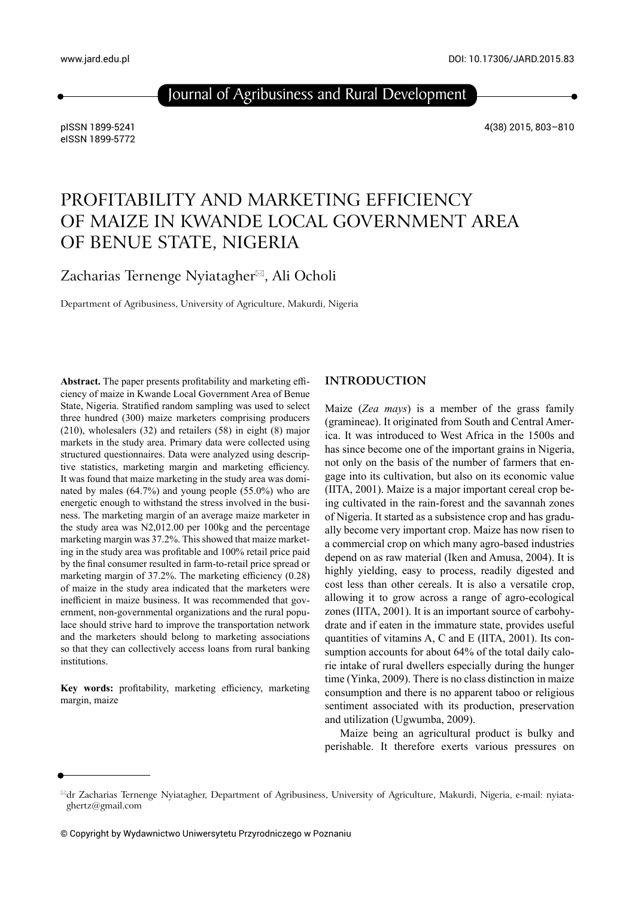# PROFITABILITY AND MARKETING EFFICIENCY OF MAIZE IN KWANDE LOCAL GOVERNMENT AREA OF BENUE STATE, NIGERIA

Zacharias Ternenge Nyiatagher, Ali Ocholi

Department of Agribusiness, University of Agriculture, Makurdi, Nigeria

**Abstract.** The paper presents profitability and marketing efficiency of maize in Kwande Local Government Area of Benue State, Nigeria. Stratified random sampling was used to select three hundred (300) maize marketers comprising producers (210), wholesalers (32) and retailers (58) in eight (8) major markets in the study area. Primary data were collected using structured questionnaires. Data were analyzed using descriptive statistics, marketing margin and marketing efficiency. It was found that maize marketing in the study area was dominated by males (64.7%) and young people (55.0%) who are energetic enough to withstand the stress involved in the business. The marketing margin of an average maize marketer in the study area was N2,012.00 per 100kg and the percentage marketing margin was 37.2%. This showed that maize marketing in the study area was profitable and 100% retail price paid by the final consumer resulted in farm-to-retail price spread or marketing margin of 37.2%. The marketing efficiency (0.28) of maize in the study area indicated that the marketers were inefficient in maize business. It was recommended that government, non-governmental organizations and the rural populace should strive hard to improve the transportation network and the marketers should belong to marketing associations so that they can collectively access loans from rural banking institutions.

**Key words:** profitability, marketing efficiency, marketing margin, maize

## INTRODUCTION

Maize (*Zea mays*) is a member of the grass family (gramineae). It originated from South and Central America. It was introduced to West Africa in the 1500s and has since become one of the important grains in Nigeria, not only on the basis of the number of farmers that engage into its cultivation, but also on its economic value (IITA, 2001). Maize is a major important cereal crop being cultivated in the rain-forest and the savannah zones of Nigeria. It started as a subsistence crop and has gradually become very important crop. Maize has now risen to a commercial crop on which many agro-based industries depend on as raw material (Iken and Amusa, 2004). It is highly yielding, easy to process, readily digested and cost less than other cereals. It is also a versatile crop, allowing it to grow across a range of agro-ecological zones (IITA, 2001). It is an important source of carbohydrate and if eaten in the immature state, provides useful quantities of vitamins A, C and E (IITA, 2001). Its consumption accounts for about 64% of the total daily calorie intake of rural dwellers especially during the hunger time (Yinka, 2009). There is no class distinction in maize consumption and there is no apparent taboo or religious sentiment associated with its production, preservation and utilization (Ugwumba, 2009).

Maize being an agricultural product is bulky and perishable. It therefore exerts various pressures on

dr Zacharias Ternenge Nyiatagher, Department of Agribusiness, University of Agriculture, Makurdi, Nigeria, e-mail: nyiataghertz@gmail.com

© Copyright by Wydawnictwo Uniwersytetu Przyrodniczego w Poznaniu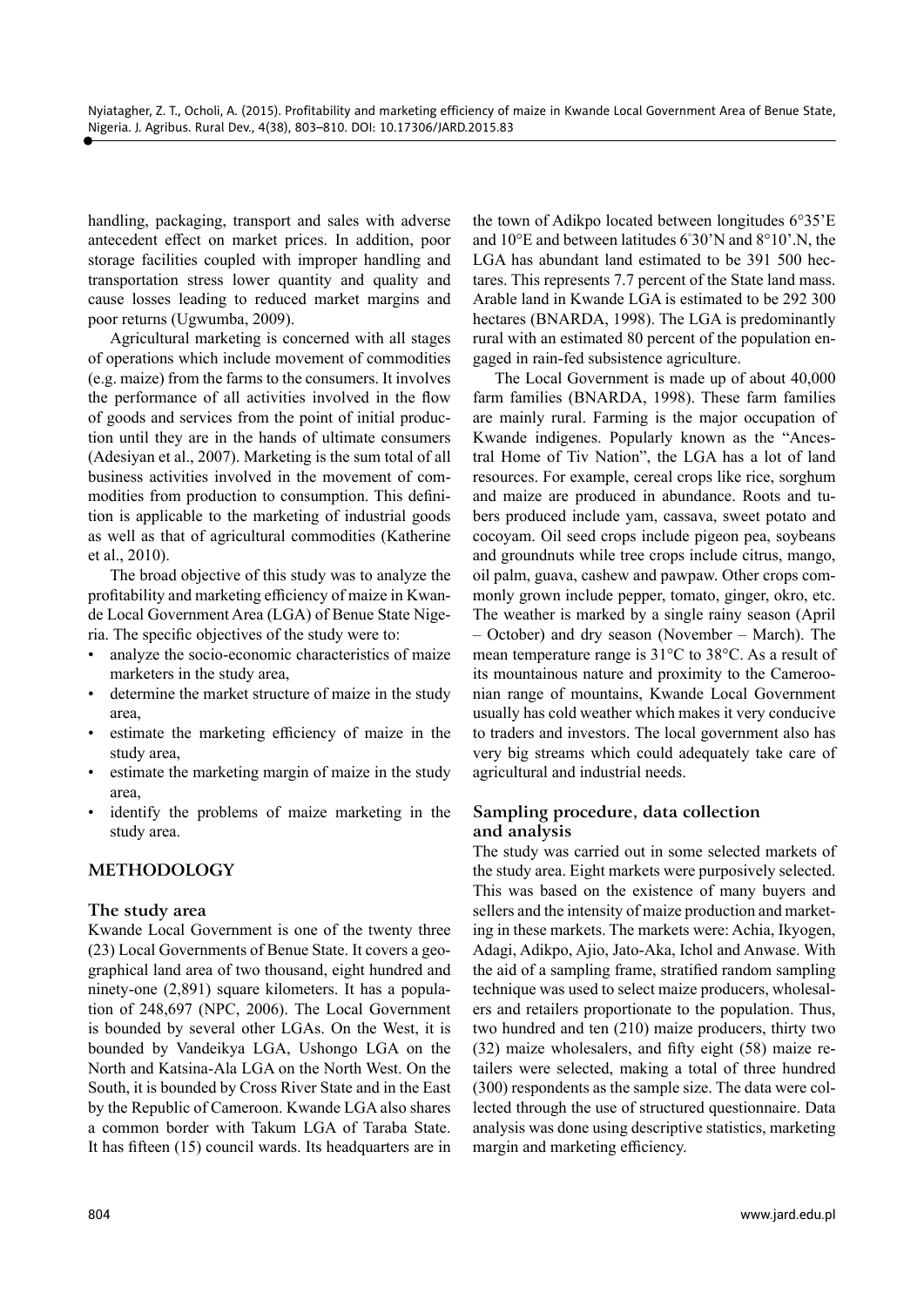handling, packaging, transport and sales with adverse antecedent effect on market prices. In addition, poor storage facilities coupled with improper handling and transportation stress lower quantity and quality and cause losses leading to reduced market margins and poor returns (Ugwumba, 2009).

Agricultural marketing is concerned with all stages of operations which include movement of commodities (e.g. maize) from the farms to the consumers. It involves the performance of all activities involved in the flow of goods and services from the point of initial production until they are in the hands of ultimate consumers (Adesiyan et al., 2007). Marketing is the sum total of all business activities involved in the movement of commodities from production to consumption. This definition is applicable to the marketing of industrial goods as well as that of agricultural commodities (Katherine et al., 2010).

The broad objective of this study was to analyze the profitability and marketing efficiency of maize in Kwande Local Government Area (LGA) of Benue State Nigeria. The specific objectives of the study were to:

- analyze the socio-economic characteristics of maize marketers in the study area,
- determine the market structure of maize in the study area,
- estimate the marketing efficiency of maize in the study area,
- estimate the marketing margin of maize in the study area,
- identify the problems of maize marketing in the study area.

## METHODOLOGY

### The study area

Kwande Local Government is one of the twenty three (23) Local Governments of Benue State. It covers a geographical land area of two thousand, eight hundred and ninety-one (2,891) square kilometers. It has a population of 248,697 (NPC, 2006). The Local Government is bounded by several other LGAs. On the West, it is bounded by Vandeikya LGA, Ushongo LGA on the North and Katsina-Ala LGA on the North West. On the South, it is bounded by Cross River State and in the East by the Republic of Cameroon. Kwande LGA also shares a common border with Takum LGA of Taraba State. It has fifteen (15) council wards. Its headquarters are in the town of Adikpo located between longitudes 6°35'E and 10°E and between latitudes 6°30'N and 8°10'.N, the LGA has abundant land estimated to be 391 500 hectares. This represents 7.7 percent of the State land mass. Arable land in Kwande LGA is estimated to be 292 300 hectares (BNARDA, 1998). The LGA is predominantly rural with an estimated 80 percent of the population engaged in rain-fed subsistence agriculture.

The Local Government is made up of about 40,000 farm families (BNARDA, 1998). These farm families are mainly rural. Farming is the major occupation of Kwande indigenes. Popularly known as the "Ancestral Home of Tiv Nation", the LGA has a lot of land resources. For example, cereal crops like rice, sorghum and maize are produced in abundance. Roots and tubers produced include yam, cassava, sweet potato and cocoyam. Oil seed crops include pigeon pea, soybeans and groundnuts while tree crops include citrus, mango, oil palm, guava, cashew and pawpaw. Other crops commonly grown include pepper, tomato, ginger, okro, etc. The weather is marked by a single rainy season (April – October) and dry season (November – March). The mean temperature range is 31°C to 38°C. As a result of its mountainous nature and proximity to the Cameroonian range of mountains, Kwande Local Government usually has cold weather which makes it very conducive to traders and investors. The local government also has very big streams which could adequately take care of agricultural and industrial needs.

### Sampling procedure, data collection and analysis

The study was carried out in some selected markets of the study area. Eight markets were purposively selected. This was based on the existence of many buyers and sellers and the intensity of maize production and marketing in these markets. The markets were: Achia, Ikyogen, Adagi, Adikpo, Ajio, Jato-Aka, Ichol and Anwase. With the aid of a sampling frame, stratified random sampling technique was used to select maize producers, wholesalers and retailers proportionate to the population. Thus, two hundred and ten (210) maize producers, thirty two (32) maize wholesalers, and fifty eight (58) maize retailers were selected, making a total of three hundred (300) respondents as the sample size. The data were collected through the use of structured questionnaire. Data analysis was done using descriptive statistics, marketing margin and marketing efficiency.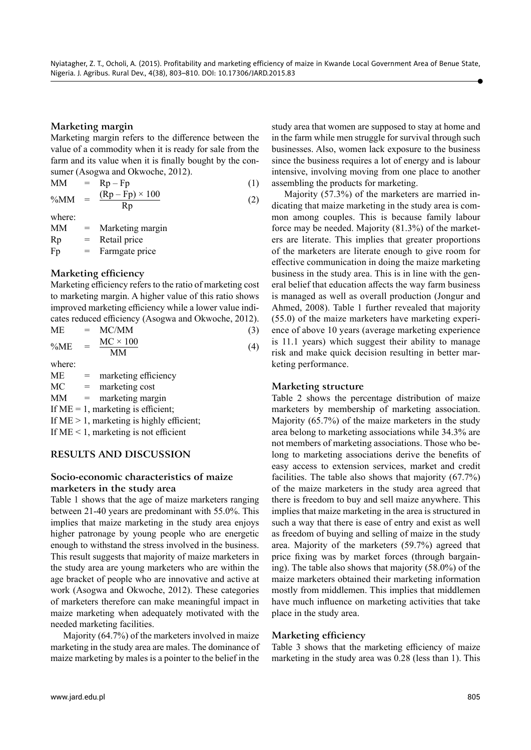### Marketing margin

Marketing margin refers to the difference between the value of a commodity when it is ready for sale from the farm and its value when it is finally bought by the consumer (Asogwa and Okwoche, 2012).

$$MM = Rp - Fp \quad (1)$$

$$\%MM = \frac{(Rp - Fp) \times 100}{Rp} \quad (2)$$

where:

MM = Marketing margin

Rp = Retail price

Fp = Farmgate price

### Marketing efficiency

Marketing efficiency refers to the ratio of marketing cost to marketing margin. A higher value of this ratio shows improved marketing efficiency while a lower value indicates reduced efficiency (Asogwa and Okwoche, 2012).

$$ME = MC/MM \quad (3)$$

$$\%ME = \frac{MC \times 100}{MM} \quad (4)$$

where:

ME = marketing efficiency

MC = marketing cost

MM = marketing margin

If ME = 1, marketing is efficient;

If ME > 1, marketing is highly efficient;

If ME < 1, marketing is not efficient

## RESULTS AND DISCUSSION

### Socio-economic characteristics of maize marketers in the study area

Table 1 shows that the age of maize marketers ranging between 21-40 years are predominant with 55.0%. This implies that maize marketing in the study area enjoys higher patronage by young people who are energetic enough to withstand the stress involved in the business. This result suggests that majority of maize marketers in the study area are young marketers who are within the age bracket of people who are innovative and active at work (Asogwa and Okwoche, 2012). These categories of marketers therefore can make meaningful impact in maize marketing when adequately motivated with the needed marketing facilities.

Majority (64.7%) of the marketers involved in maize marketing in the study area are males. The dominance of maize marketing by males is a pointer to the belief in the study area that women are supposed to stay at home and in the farm while men struggle for survival through such businesses. Also, women lack exposure to the business since the business requires a lot of energy and is labour intensive, involving moving from one place to another assembling the products for marketing.

Majority (57.3%) of the marketers are married indicating that maize marketing in the study area is common among couples. This is because family labour force may be needed. Majority (81.3%) of the marketers are literate. This implies that greater proportions of the marketers are literate enough to give room for effective communication in doing the maize marketing business in the study area. This is in line with the general belief that education affects the way farm business is managed as well as overall production (Jongur and Ahmed, 2008). Table 1 further revealed that majority (55.0) of the maize marketers have marketing experience of above 10 years (average marketing experience is 11.1 years) which suggest their ability to manage risk and make quick decision resulting in better marketing performance.

### Marketing structure

Table 2 shows the percentage distribution of maize marketers by membership of marketing association. Majority (65.7%) of the maize marketers in the study area belong to marketing associations while 34.3% are not members of marketing associations. Those who belong to marketing associations derive the benefits of easy access to extension services, market and credit facilities. The table also shows that majority (67.7%) of the maize marketers in the study area agreed that there is freedom to buy and sell maize anywhere. This implies that maize marketing in the area is structured in such a way that there is ease of entry and exist as well as freedom of buying and selling of maize in the study area. Majority of the marketers (59.7%) agreed that price fixing was by market forces (through bargaining). The table also shows that majority (58.0%) of the maize marketers obtained their marketing information mostly from middlemen. This implies that middlemen have much influence on marketing activities that take place in the study area.

### Marketing efficiency

Table 3 shows that the marketing efficiency of maize marketing in the study area was 0.28 (less than 1). This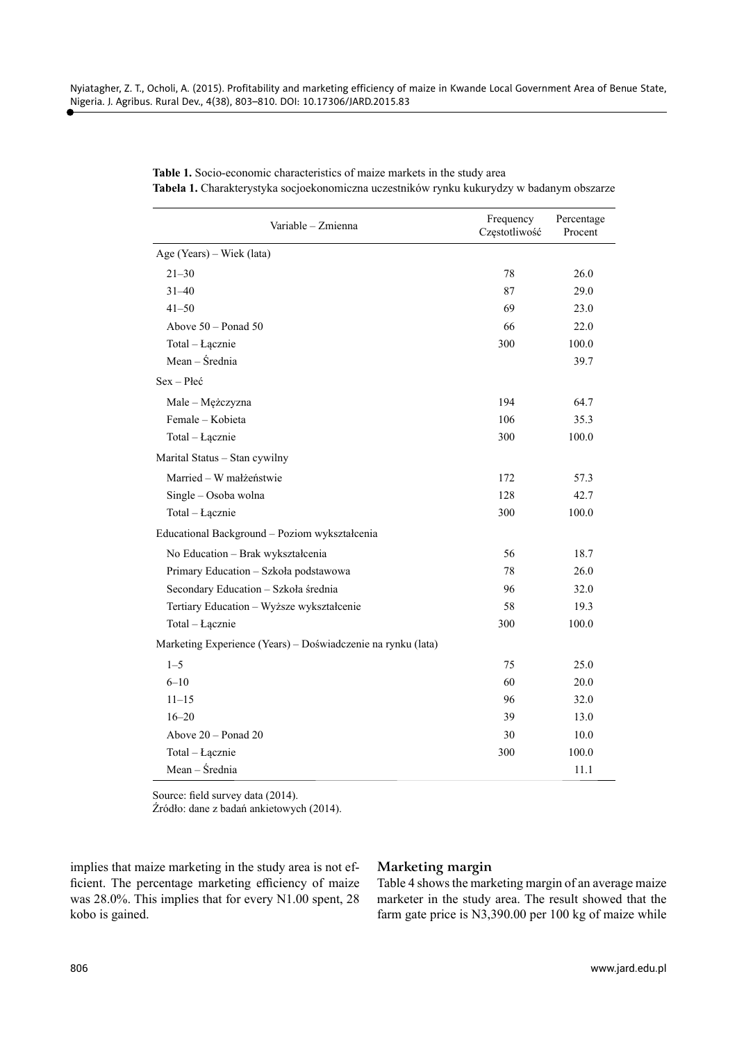**Table 1.** Socio-economic characteristics of maize markets in the study area
**Tabela 1.** Charakterystyka socjoekonomiczna uczestników rynku kukurydzy w badanym obszarze

| Variable – Zmienna | Frequency Częstotliwość | Percentage Procent |
|---|---|---|
| Age (Years) – Wiek (lata) | | |
| 21–30 | 78 | 26.0 |
| 31–40 | 87 | 29.0 |
| 41–50 | 69 | 23.0 |
| Above 50 – Ponad 50 | 66 | 22.0 |
| Total – Łącznie | 300 | 100.0 |
| Mean – Średnia | | 39.7 |
| Sex – Płeć | | |
| Male – Mężczyzna | 194 | 64.7 |
| Female – Kobieta | 106 | 35.3 |
| Total – Łącznie | 300 | 100.0 |
| Marital Status – Stan cywilny | | |
| Married – W małżeństwie | 172 | 57.3 |
| Single – Osoba wolna | 128 | 42.7 |
| Total – Łącznie | 300 | 100.0 |
| Educational Background – Poziom wykształcenia | | |
| No Education – Brak wykształcenia | 56 | 18.7 |
| Primary Education – Szkoła podstawowa | 78 | 26.0 |
| Secondary Education – Szkoła średnia | 96 | 32.0 |
| Tertiary Education – Wyższe wykształcenie | 58 | 19.3 |
| Total – Łącznie | 300 | 100.0 |
| Marketing Experience (Years) – Doświadczenie na rynku (lata) | | |
| 1–5 | 75 | 25.0 |
| 6–10 | 60 | 20.0 |
| 11–15 | 96 | 32.0 |
| 16–20 | 39 | 13.0 |
| Above 20 – Ponad 20 | 30 | 10.0 |
| Total – Łącznie | 300 | 100.0 |
| Mean – Średnia | | 11.1 |

Source: field survey data (2014).
Źródło: dane z badań ankietowych (2014).

implies that maize marketing in the study area is not efficient. The percentage marketing efficiency of maize was 28.0%. This implies that for every N1.00 spent, 28 kobo is gained.

## Marketing margin

Table 4 shows the marketing margin of an average maize marketer in the study area. The result showed that the farm gate price is N3,390.00 per 100 kg of maize while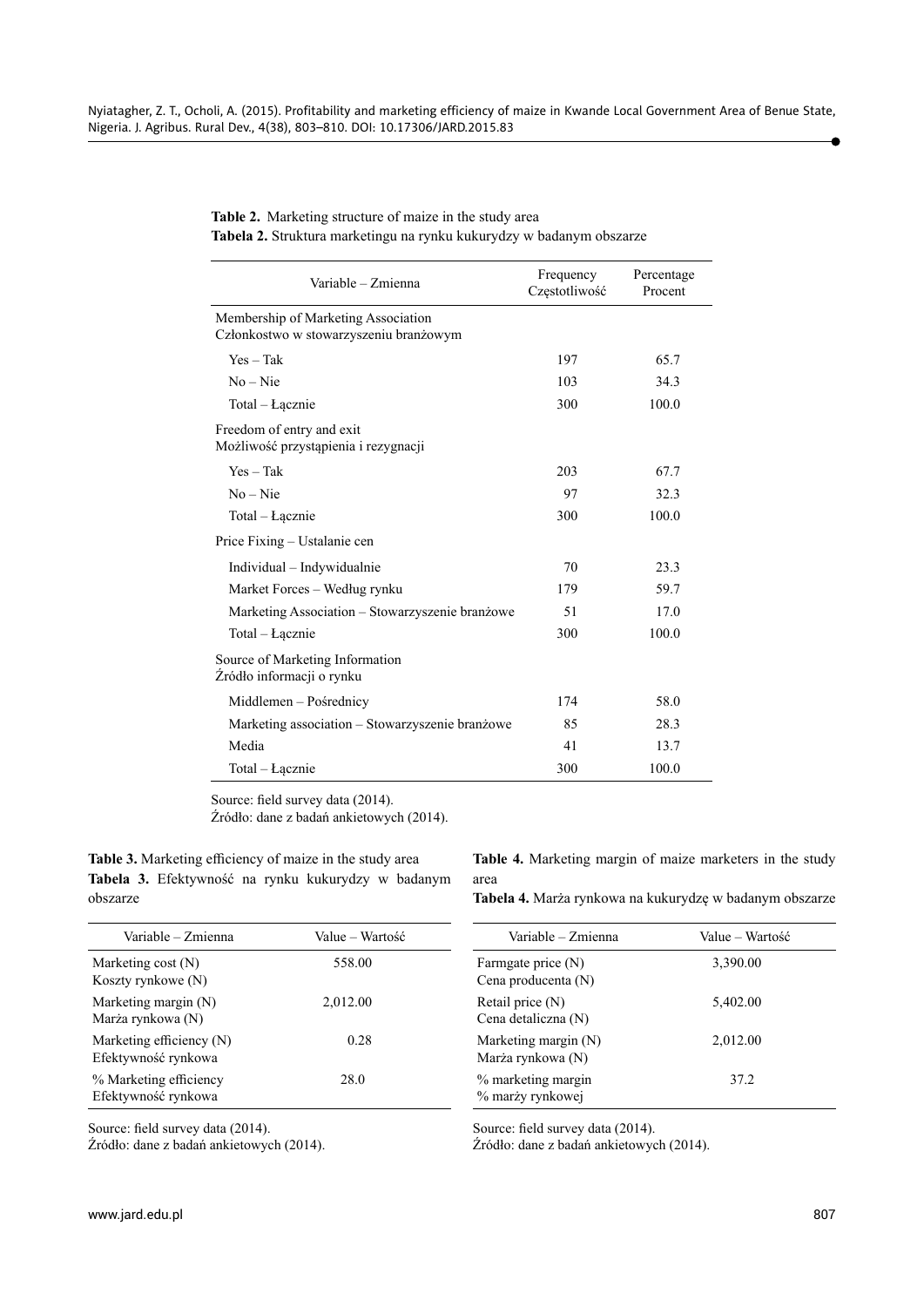**Table 2.** Marketing structure of maize in the study area
**Tabela 2.** Struktura marketingu na rynku kukurydzy w badanym obszarze

| Variable – Zmienna | Frequency Częstotliwość | Percentage Procent |
|---|---|---|
| Membership of Marketing Association Członkostwo w stowarzyszeniu branżowym | | |
| Yes – Tak | 197 | 65.7 |
| No – Nie | 103 | 34.3 |
| Total – Łącznie | 300 | 100.0 |
| Freedom of entry and exit Możliwość przystąpienia i rezygnacji | | |
| Yes – Tak | 203 | 67.7 |
| No – Nie | 97 | 32.3 |
| Total – Łącznie | 300 | 100.0 |
| Price Fixing – Ustalanie cen | | |
| Individual – Indywidualnie | 70 | 23.3 |
| Market Forces – Według rynku | 179 | 59.7 |
| Marketing Association – Stowarzyszenie branżowe | 51 | 17.0 |
| Total – Łącznie | 300 | 100.0 |
| Source of Marketing Information Źródło informacji o rynku | | |
| Middlemen – Pośrednicy | 174 | 58.0 |
| Marketing association – Stowarzyszenie branżowe | 85 | 28.3 |
| Media | 41 | 13.7 |
| Total – Łącznie | 300 | 100.0 |

Source: field survey data (2014).
Źródło: dane z badań ankietowych (2014).

**Table 3.** Marketing efficiency of maize in the study area
**Tabela 3.** Efektywność na rynku kukurydzy w badanym obszarze

| Variable – Zmienna | Value – Wartość |
|---|---|
| Marketing cost (N) Koszty rynkowe (N) | 558.00 |
| Marketing margin (N) Marża rynkowa (N) | 2,012.00 |
| Marketing efficiency (N) Efektywność rynkowa | 0.28 |
| % Marketing efficiency Efektywność rynkowa | 28.0 |

Source: field survey data (2014).
Źródło: dane z badań ankietowych (2014).

**Table 4.** Marketing margin of maize marketers in the study area
**Tabela 4.** Marża rynkowa na kukurydzę w badanym obszarze

| Variable – Zmienna | Value – Wartość |
|---|---|
| Farmgate price (N) Cena producenta (N) | 3,390.00 |
| Retail price (N) Cena detaliczna (N) | 5,402.00 |
| Marketing margin (N) Marża rynkowa (N) | 2,012.00 |
| % marketing margin % marży rynkowej | 37.2 |

Source: field survey data (2014).
Źródło: dane z badań ankietowych (2014).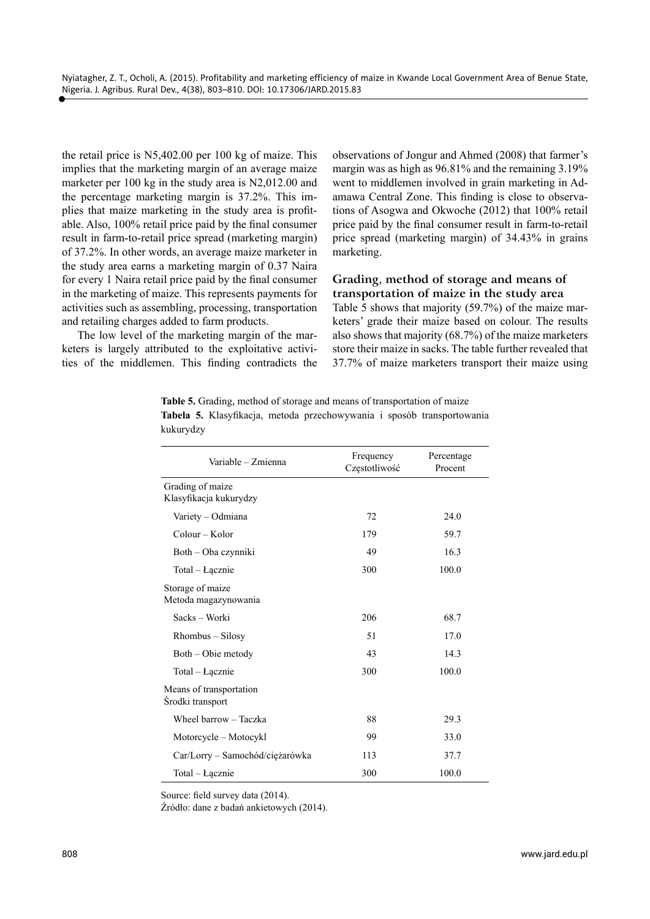the retail price is N5,402.00 per 100 kg of maize. This implies that the marketing margin of an average maize marketer per 100 kg in the study area is N2,012.00 and the percentage marketing margin is 37.2%. This implies that maize marketing in the study area is profitable. Also, 100% retail price paid by the final consumer result in farm-to-retail price spread (marketing margin) of 37.2%. In other words, an average maize marketer in the study area earns a marketing margin of 0.37 Naira for every 1 Naira retail price paid by the final consumer in the marketing of maize. This represents payments for activities such as assembling, processing, transportation and retailing charges added to farm products.

The low level of the marketing margin of the marketers is largely attributed to the exploitative activities of the middlemen. This finding contradicts the observations of Jongur and Ahmed (2008) that farmer's margin was as high as 96.81% and the remaining 3.19% went to middlemen involved in grain marketing in Adamawa Central Zone. This finding is close to observations of Asogwa and Okwoche (2012) that 100% retail price paid by the final consumer result in farm-to-retail price spread (marketing margin) of 34.43% in grains marketing.

### Grading, method of storage and means of transportation of maize in the study area

Table 5 shows that majority (59.7%) of the maize marketers' grade their maize based on colour. The results also shows that majority (68.7%) of the maize marketers store their maize in sacks. The table further revealed that 37.7% of maize marketers transport their maize using

**Table 5.** Grading, method of storage and means of transportation of maize
**Tabela 5.** Klasyfikacja, metoda przechowywania i sposób transportowania kukurydzy

| Variable – Zmienna | Frequency Częstotliwość | Percentage Procent |
|---|---|---|
| Grading of maize Klasyfikacja kukurydzy | | |
| Variety – Odmiana | 72 | 24.0 |
| Colour – Kolor | 179 | 59.7 |
| Both – Oba czynniki | 49 | 16.3 |
| Total – Łącznie | 300 | 100.0 |
| Storage of maize Metoda magazynowania | | |
| Sacks – Worki | 206 | 68.7 |
| Rhombus – Silosy | 51 | 17.0 |
| Both – Obie metody | 43 | 14.3 |
| Total – Łącznie | 300 | 100.0 |
| Means of transportation Środki transport | | |
| Wheel barrow – Taczka | 88 | 29.3 |
| Motorcycle – Motocykl | 99 | 33.0 |
| Car/Lorry – Samochód/ciężarówka | 113 | 37.7 |
| Total – Łącznie | 300 | 100.0 |

Source: field survey data (2014).
Źródło: dane z badań ankietowych (2014).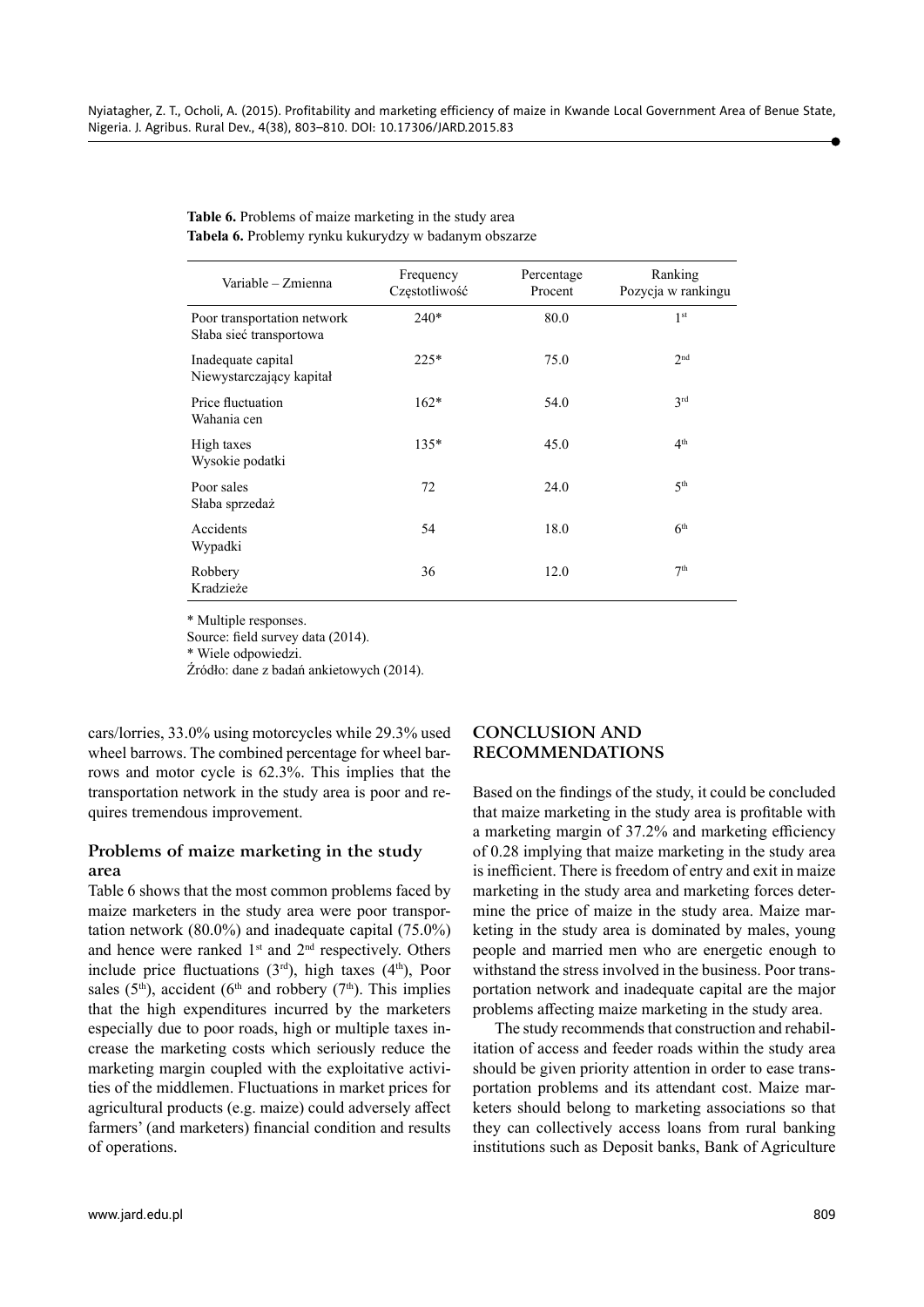**Table 6.** Problems of maize marketing in the study area
**Tabela 6.** Problemy rynku kukurydzy w badanym obszarze

| Variable – Zmienna | Frequency Częstotliwość | Percentage Procent | Ranking Pozycja w rankingu |
|---|---|---|---|
| Poor transportation network Słaba sieć transportowa | 240* | 80.0 | 1st |
| Inadequate capital Niewystarczający kapitał | 225* | 75.0 | 2nd |
| Price fluctuation Wahania cen | 162* | 54.0 | 3rd |
| High taxes Wysokie podatki | 135* | 45.0 | 4th |
| Poor sales Słaba sprzedaż | 72 | 24.0 | 5th |
| Accidents Wypadki | 54 | 18.0 | 6th |
| Robbery Kradzieże | 36 | 12.0 | 7th |

* Multiple responses.
Source: field survey data (2014).
* Wiele odpowiedzi.
Źródło: dane z badań ankietowych (2014).

cars/lorries, 33.0% using motorcycles while 29.3% used wheel barrows. The combined percentage for wheel barrows and motor cycle is 62.3%. This implies that the transportation network in the study area is poor and requires tremendous improvement.

### Problems of maize marketing in the study area

Table 6 shows that the most common problems faced by maize marketers in the study area were poor transportation network (80.0%) and inadequate capital (75.0%) and hence were ranked 1st and 2nd respectively. Others include price fluctuations (3rd), high taxes (4th), Poor sales (5th), accident (6th and robbery (7th). This implies that the high expenditures incurred by the marketers especially due to poor roads, high or multiple taxes increase the marketing costs which seriously reduce the marketing margin coupled with the exploitative activities of the middlemen. Fluctuations in market prices for agricultural products (e.g. maize) could adversely affect farmers' (and marketers) financial condition and results of operations.

## CONCLUSION AND RECOMMENDATIONS

Based on the findings of the study, it could be concluded that maize marketing in the study area is profitable with a marketing margin of 37.2% and marketing efficiency of 0.28 implying that maize marketing in the study area is inefficient. There is freedom of entry and exit in maize marketing in the study area and marketing forces determine the price of maize in the study area. Maize marketing in the study area is dominated by males, young people and married men who are energetic enough to withstand the stress involved in the business. Poor transportation network and inadequate capital are the major problems affecting maize marketing in the study area.

The study recommends that construction and rehabilitation of access and feeder roads within the study area should be given priority attention in order to ease transportation problems and its attendant cost. Maize marketers should belong to marketing associations so that they can collectively access loans from rural banking institutions such as Deposit banks, Bank of Agriculture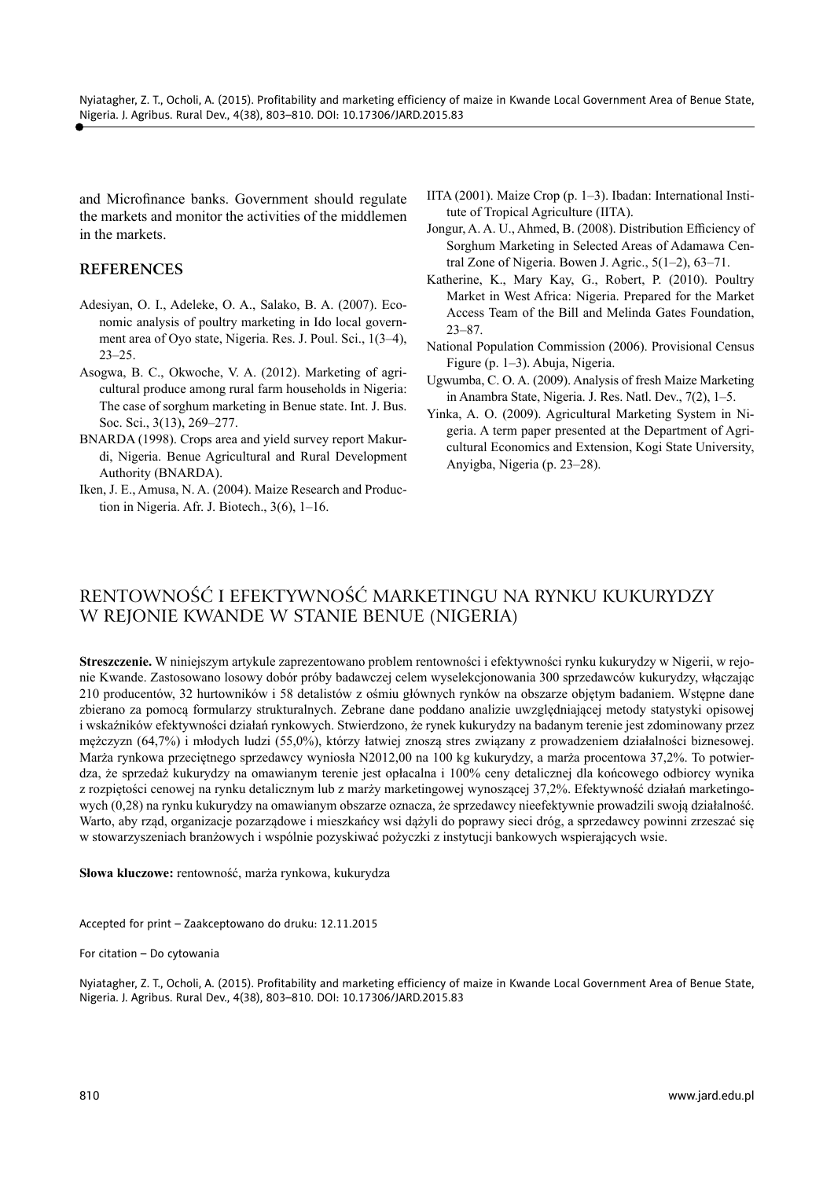and Microfinance banks. Government should regulate the markets and monitor the activities of the middlemen in the markets.

## REFERENCES

Adesiyan, O. I., Adeleke, O. A., Salako, B. A. (2007). Economic analysis of poultry marketing in Ido local government area of Oyo state, Nigeria. Res. J. Poul. Sci., 1(3–4), 23–25.

Asogwa, B. C., Okwoche, V. A. (2012). Marketing of agricultural produce among rural farm households in Nigeria: The case of sorghum marketing in Benue state. Int. J. Bus. Soc. Sci., 3(13), 269–277.

BNARDA (1998). Crops area and yield survey report Makurdi, Nigeria. Benue Agricultural and Rural Development Authority (BNARDA).

Iken, J. E., Amusa, N. A. (2004). Maize Research and Production in Nigeria. Afr. J. Biotech., 3(6), 1–16.

IITA (2001). Maize Crop (p. 1–3). Ibadan: International Institute of Tropical Agriculture (IITA).

Jongur, A. A. U., Ahmed, B. (2008). Distribution Efficiency of Sorghum Marketing in Selected Areas of Adamawa Central Zone of Nigeria. Bowen J. Agric., 5(1–2), 63–71.

Katherine, K., Mary Kay, G., Robert, P. (2010). Poultry Market in West Africa: Nigeria. Prepared for the Market Access Team of the Bill and Melinda Gates Foundation, 23–87.

National Population Commission (2006). Provisional Census Figure (p. 1–3). Abuja, Nigeria.

Ugwumba, C. O. A. (2009). Analysis of fresh Maize Marketing in Anambra State, Nigeria. J. Res. Natl. Dev., 7(2), 1–5.

Yinka, A. O. (2009). Agricultural Marketing System in Nigeria. A term paper presented at the Department of Agricultural Economics and Extension, Kogi State University, Anyigba, Nigeria (p. 23–28).

# RENTOWNOŚĆ I EFEKTYWNOŚĆ MARKETINGU NA RYNKU KUKURYDZY W REJONIE KWANDE W STANIE BENUE (NIGERIA)

**Streszczenie.** W niniejszym artykule zaprezentowano problem rentowności i efektywności rynku kukurydzy w Nigerii, w rejonie Kwande. Zastosowano losowy dobór próby badawczej celem wyselekcjonowania 300 sprzedawców kukurydzy, włączając 210 producentów, 32 hurtowników i 58 detalistów z ośmiu głównych rynków na obszarze objętym badaniem. Wstępne dane zbierano za pomocą formularzy strukturalnych. Zebrane dane poddano analizie uwzględniającej metody statystyki opisowej i wskaźników efektywności działań rynkowych. Stwierdzono, że rynek kukurydzy na badanym terenie jest zdominowany przez mężczyzn (64,7%) i młodych ludzi (55,0%), którzy łatwiej znoszą stres związany z prowadzeniem działalności biznesowej. Marża rynkowa przeciętnego sprzedawcy wyniosła N2012,00 na 100 kg kukurydzy, a marża procentowa 37,2%. To potwierdza, że sprzedaż kukurydzy na omawianym terenie jest opłacalna i 100% ceny detalicznej dla końcowego odbiorcy wynika z rozpiętości cenowej na rynku detalicznym lub z marży marketingowej wynoszącej 37,2%. Efektywność działań marketingowych (0,28) na rynku kukurydzy na omawianym obszarze oznacza, że sprzedawcy nieefektywnie prowadzili swoją działalność. Warto, aby rząd, organizacje pozarządowe i mieszkańcy wsi dążyli do poprawy sieci dróg, a sprzedawcy powinni zrzeszać się w stowarzyszeniach branżowych i wspólnie pozyskiwać pożyczki z instytucji bankowych wspierających wsie.

**Słowa kluczowe:** rentowność, marża rynkowa, kukurydza

Accepted for print – Zaakceptowano do druku: 12.11.2015

For citation – Do cytowania

Nyiatagher, Z. T., Ocholi, A. (2015). Profitability and marketing efficiency of maize in Kwande Local Government Area of Benue State, Nigeria. J. Agribus. Rural Dev., 4(38), 803–810. DOI: 10.17306/JARD.2015.83